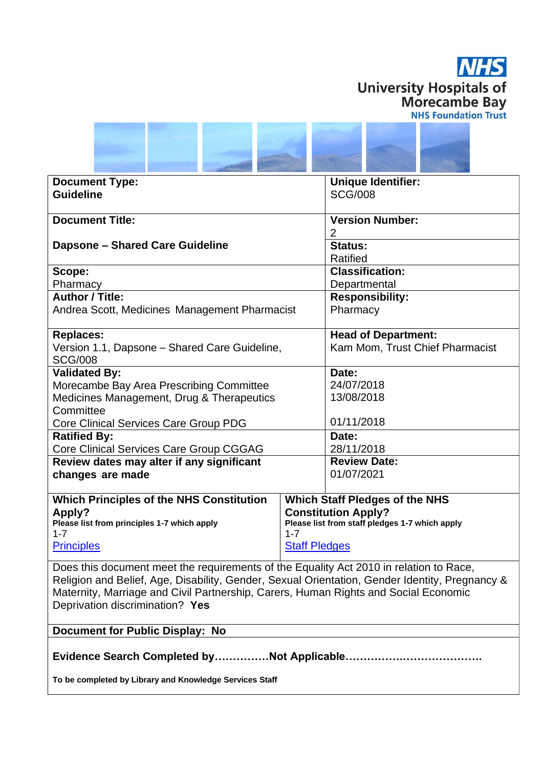University Hospitals of Morecambe Bay NHS Foundation Trust

| Document Type: Guideline | Unique Identifier: SCG/008 |
|---|---|
| Document Title: Dapsone – Shared Care Guideline | Version Number: 2 |
| | Status: Ratified |
| Scope: Pharmacy | Classification: Departmental |
| Author / Title: Andrea Scott, Medicines Management Pharmacist | Responsibility: Pharmacy |
| Replaces: Version 1.1, Dapsone – Shared Care Guideline, SCG/008 | Head of Department: Kam Mom, Trust Chief Pharmacist |
| Validated By: Morecambe Bay Area Prescribing Committee<br>Medicines Management, Drug & Therapeutics Committee<br>Core Clinical Services Care Group PDG | Date: 24/07/2018<br>13/08/2018<br><br>01/11/2018 |
| Ratified By: Core Clinical Services Care Group CGGAG | Date: 28/11/2018 |
| **Review dates may alter if any significant changes are made** | Review Date: 01/07/2021 |

| **Which Principles of the NHS Constitution Apply?**<br>**Please list from principles 1-7 which apply**<br>1-7<br>[Principles](#) | **Which Staff Pledges of the NHS Constitution Apply?**<br>**Please list from staff pledges 1-7 which apply**<br>1-7<br>[Staff Pledges](#) |
|---|---|

Does this document meet the requirements of the Equality Act 2010 in relation to Race, Religion and Belief, Age, Disability, Gender, Sexual Orientation, Gender Identity, Pregnancy & Maternity, Marriage and Civil Partnership, Carers, Human Rights and Social Economic Deprivation discrimination? **Yes**

**Document for Public Display: No**

**Evidence Search Completed by……………Not Applicable……………..…………………….**

**To be completed by Library and Knowledge Services Staff**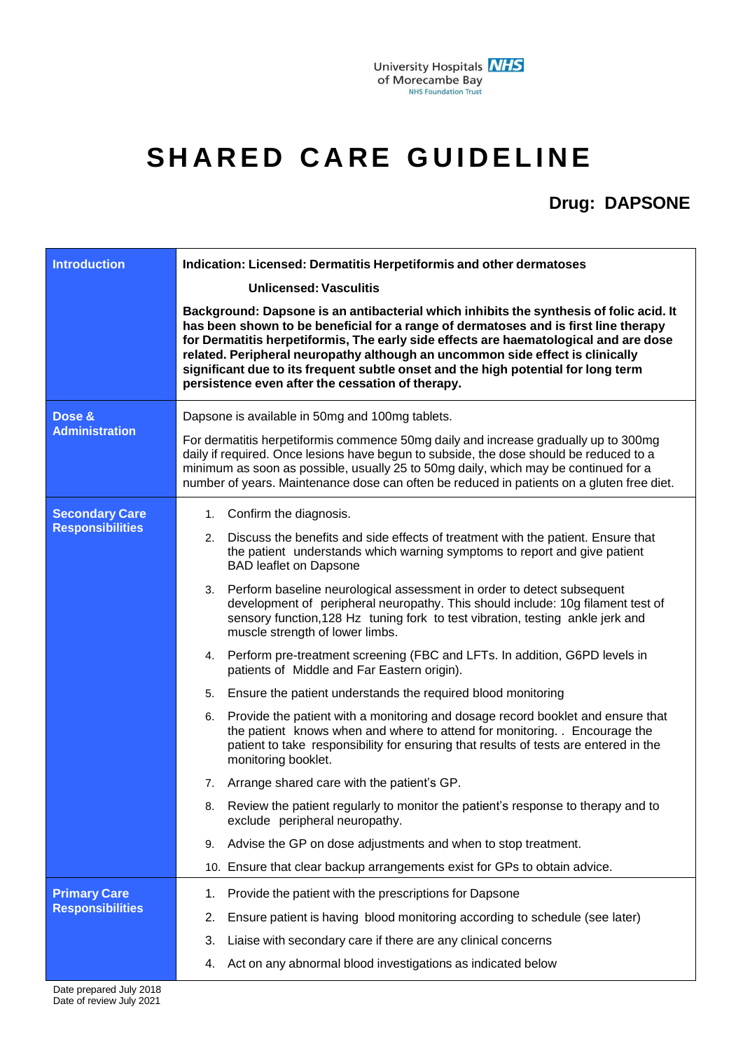University Hospitals of Morecambe Bay NHS Foundation Trust

# SHARED CARE GUIDELINE

## Drug: DAPSONE

| | |
|---|---|
| **Introduction** | **Indication: Licensed: Dermatitis Herpetiformis and other dermatoses**<br><br>**Unlicensed: Vasculitis**<br><br>**Background: Dapsone is an antibacterial which inhibits the synthesis of folic acid. It has been shown to be beneficial for a range of dermatoses and is first line therapy for Dermatitis herpetiformis, The early side effects are haematological and are dose related. Peripheral neuropathy although an uncommon side effect is clinically significant due to its frequent subtle onset and the high potential for long term persistence even after the cessation of therapy.** |
| **Dose & Administration** | Dapsone is available in 50mg and 100mg tablets.<br><br>For dermatitis herpetiformis commence 50mg daily and increase gradually up to 300mg daily if required. Once lesions have begun to subside, the dose should be reduced to a minimum as soon as possible, usually 25 to 50mg daily, which may be continued for a number of years. Maintenance dose can often be reduced in patients on a gluten free diet. |
| **Secondary Care Responsibilities** | 1. Confirm the diagnosis.<br>2. Discuss the benefits and side effects of treatment with the patient. Ensure that the patient understands which warning symptoms to report and give patient BAD leaflet on Dapsone<br>3. Perform baseline neurological assessment in order to detect subsequent development of peripheral neuropathy. This should include: 10g filament test of sensory function,128 Hz tuning fork to test vibration, testing ankle jerk and muscle strength of lower limbs.<br>4. Perform pre-treatment screening (FBC and LFTs. In addition, G6PD levels in patients of Middle and Far Eastern origin).<br>5. Ensure the patient understands the required blood monitoring<br>6. Provide the patient with a monitoring and dosage record booklet and ensure that the patient knows when and where to attend for monitoring. . Encourage the patient to take responsibility for ensuring that results of tests are entered in the monitoring booklet.<br>7. Arrange shared care with the patient's GP.<br>8. Review the patient regularly to monitor the patient's response to therapy and to exclude peripheral neuropathy.<br>9. Advise the GP on dose adjustments and when to stop treatment.<br>10. Ensure that clear backup arrangements exist for GPs to obtain advice. |
| **Primary Care Responsibilities** | 1. Provide the patient with the prescriptions for Dapsone<br>2. Ensure patient is having blood monitoring according to schedule (see later)<br>3. Liaise with secondary care if there are any clinical concerns<br>4. Act on any abnormal blood investigations as indicated below |

Date prepared July 2018
Date of review July 2021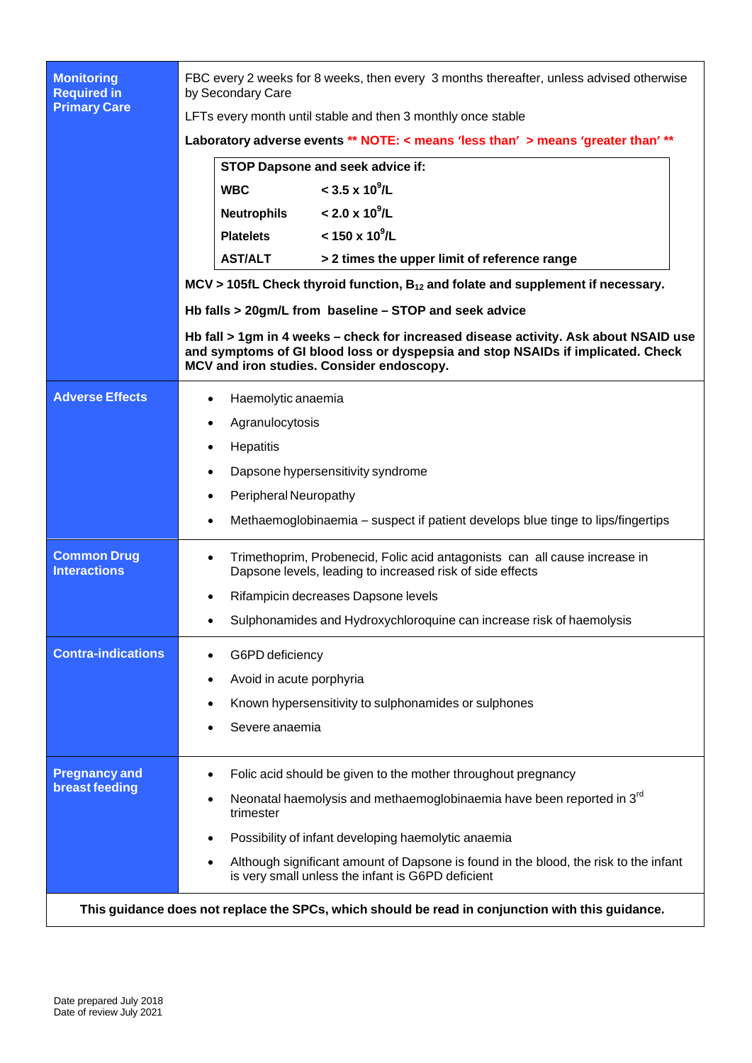| | |
|---|---|
| **Monitoring Required in Primary Care** | FBC every 2 weeks for 8 weeks, then every 3 months thereafter, unless advised otherwise by Secondary Care<br><br>LFTs every month until stable and then 3 monthly once stable<br><br>**Laboratory adverse events \*\* NOTE: < means 'less than' > means 'greater than' \*\***<br><br>**STOP Dapsone and seek advice if:**<br>**WBC** **< 3.5 x $10^9$/L**<br>**Neutrophils** **< 2.0 x $10^9$/L**<br>**Platelets** **< 150 x $10^9$/L**<br>**AST/ALT** **> 2 times the upper limit of reference range**<br><br>**MCV > 105fL Check thyroid function, $B_{12}$ and folate and supplement if necessary.**<br><br>**Hb falls > 20gm/L from baseline – STOP and seek advice**<br><br>**Hb fall > 1gm in 4 weeks – check for increased disease activity. Ask about NSAID use and symptoms of GI blood loss or dyspepsia and stop NSAIDs if implicated. Check MCV and iron studies. Consider endoscopy.** |
| **Adverse Effects** | • Haemolytic anaemia<br>• Agranulocytosis<br>• Hepatitis<br>• Dapsone hypersensitivity syndrome<br>• Peripheral Neuropathy<br>• Methaemoglobinaemia – suspect if patient develops blue tinge to lips/fingertips |
| **Common Drug Interactions** | • Trimethoprim, Probenecid, Folic acid antagonists can all cause increase in Dapsone levels, leading to increased risk of side effects<br>• Rifampicin decreases Dapsone levels<br>• Sulphonamides and Hydroxychloroquine can increase risk of haemolysis |
| **Contra-indications** | • G6PD deficiency<br>• Avoid in acute porphyria<br>• Known hypersensitivity to sulphonamides or sulphones<br>• Severe anaemia |
| **Pregnancy and breast feeding** | • Folic acid should be given to the mother throughout pregnancy<br>• Neonatal haemolysis and methaemoglobinaemia have been reported in 3rd trimester<br>• Possibility of infant developing haemolytic anaemia<br>• Although significant amount of Dapsone is found in the blood, the risk to the infant is very small unless the infant is G6PD deficient |

**This guidance does not replace the SPCs, which should be read in conjunction with this guidance.**

Date prepared July 2018
Date of review July 2021